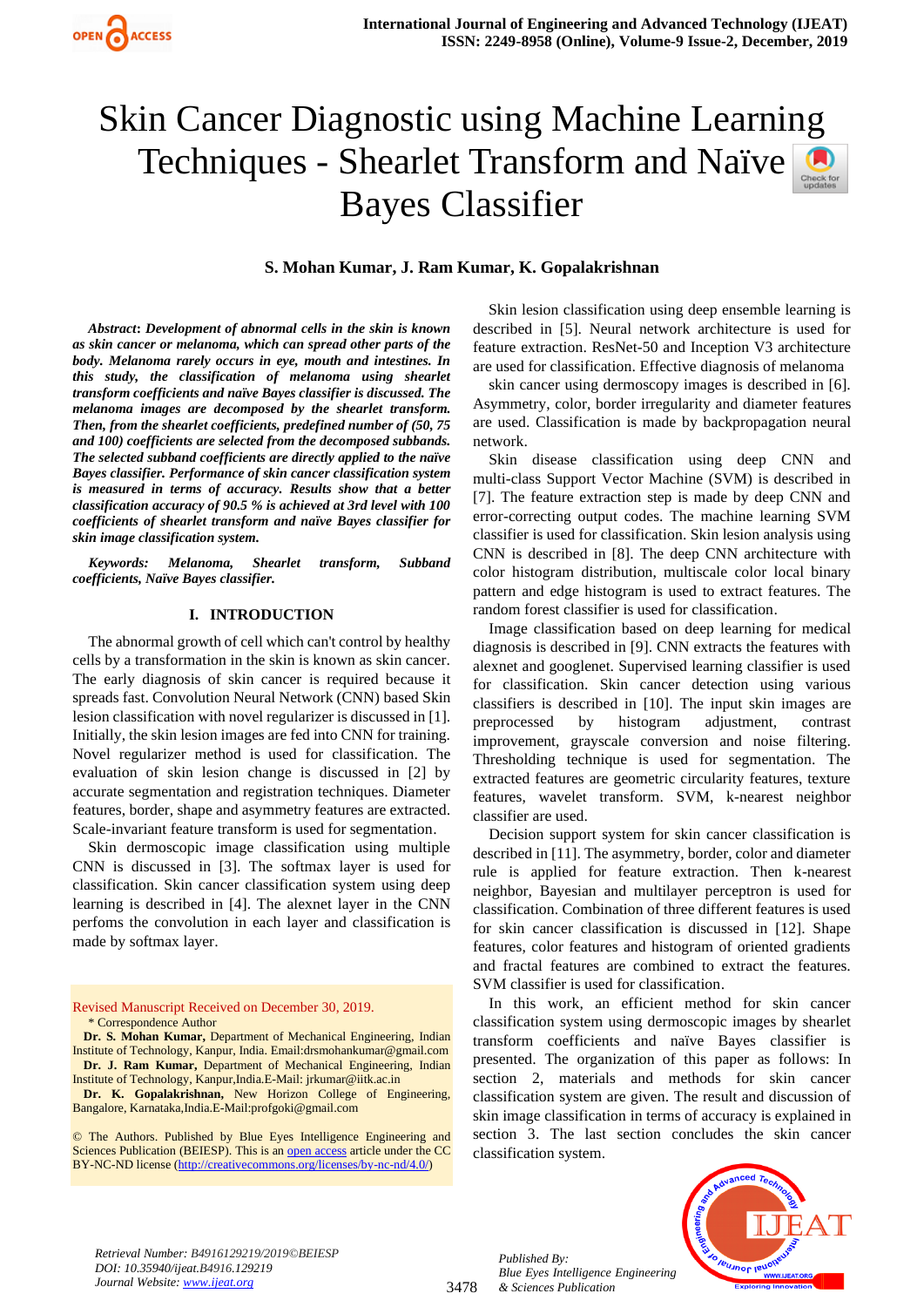# Skin Cancer Diagnostic using Machine Learning Techniques - Shearlet Transform and Naïve Bayes Classifier

**S. Mohan Kumar, J. Ram Kumar, K. Gopalakrishnan**

***Abstract*: *Development of abnormal cells in the skin is known as skin cancer or melanoma, which can spread other parts of the body. Melanoma rarely occurs in eye, mouth and intestines. In this study, the classification of melanoma using shearlet transform coefficients and naïve Bayes classifier is discussed. The melanoma images are decomposed by the shearlet transform. Then, from the shearlet coefficients, predefined number of (50, 75 and 100) coefficients are selected from the decomposed subbands. The selected subband coefficients are directly applied to the naïve Bayes classifier. Performance of skin cancer classification system is measured in terms of accuracy. Results show that a better classification accuracy of 90.5 % is achieved at 3rd level with 100 coefficients of shearlet transform and naïve Bayes classifier for skin image classification system.***

***Keywords:* *Melanoma, Shearlet transform, Subband coefficients, Naïve Bayes classifier.***

## I. INTRODUCTION

The abnormal growth of cell which can't control by healthy cells by a transformation in the skin is known as skin cancer. The early diagnosis of skin cancer is required because it spreads fast. Convolution Neural Network (CNN) based Skin lesion classification with novel regularizer is discussed in [1]. Initially, the skin lesion images are fed into CNN for training. Novel regularizer method is used for classification. The evaluation of skin lesion change is discussed in [2] by accurate segmentation and registration techniques. Diameter features, border, shape and asymmetry features are extracted. Scale-invariant feature transform is used for segmentation.

Skin dermoscopic image classification using multiple CNN is discussed in [3]. The softmax layer is used for classification. Skin cancer classification system using deep learning is described in [4]. The alexnet layer in the CNN perfoms the convolution in each layer and classification is made by softmax layer.

Skin lesion classification using deep ensemble learning is described in [5]. Neural network architecture is used for feature extraction. ResNet-50 and Inception V3 architecture are used for classification. Effective diagnosis of melanoma skin cancer using dermoscopy images is described in [6]. Asymmetry, color, border irregularity and diameter features are used. Classification is made by backpropagation neural network.

Skin disease classification using deep CNN and multi-class Support Vector Machine (SVM) is described in [7]. The feature extraction step is made by deep CNN and error-correcting output codes. The machine learning SVM classifier is used for classification. Skin lesion analysis using CNN is described in [8]. The deep CNN architecture with color histogram distribution, multiscale color local binary pattern and edge histogram is used to extract features. The random forest classifier is used for classification.

Image classification based on deep learning for medical diagnosis is described in [9]. CNN extracts the features with alexnet and googlenet. Supervised learning classifier is used for classification. Skin cancer detection using various classifiers is described in [10]. The input skin images are preprocessed by histogram adjustment, contrast improvement, grayscale conversion and noise filtering. Thresholding technique is used for segmentation. The extracted features are geometric circularity features, texture features, wavelet transform. SVM, k-nearest neighbor classifier are used.

Decision support system for skin cancer classification is described in [11]. The asymmetry, border, color and diameter rule is applied for feature extraction. Then k-nearest neighbor, Bayesian and multilayer perceptron is used for classification. Combination of three different features is used for skin cancer classification is discussed in [12]. Shape features, color features and histogram of oriented gradients and fractal features are combined to extract the features. SVM classifier is used for classification.

In this work, an efficient method for skin cancer classification system using dermoscopic images by shearlet transform coefficients and naïve Bayes classifier is presented. The organization of this paper as follows: In section 2, materials and methods for skin cancer classification system are given. The result and discussion of skin image classification in terms of accuracy is explained in section 3. The last section concludes the skin cancer classification system.

---

Revised Manuscript Received on December 30, 2019.

\* Correspondence Author

**Dr. S. Mohan Kumar,** Department of Mechanical Engineering, Indian Institute of Technology, Kanpur, India. Email:drsmohankumar@gmail.com

**Dr. J. Ram Kumar,** Department of Mechanical Engineering, Indian Institute of Technology, Kanpur,India.E-Mail: jrkumar@iitk.ac.in

**Dr. K. Gopalakrishnan,** New Horizon College of Engineering, Bangalore, Karnataka,India.E-Mail:profgoki@gmail.com

© The Authors. Published by Blue Eyes Intelligence Engineering and Sciences Publication (BEIESP). This is an open access article under the CC BY-NC-ND license (http://creativecommons.org/licenses/by-nc-nd/4.0/)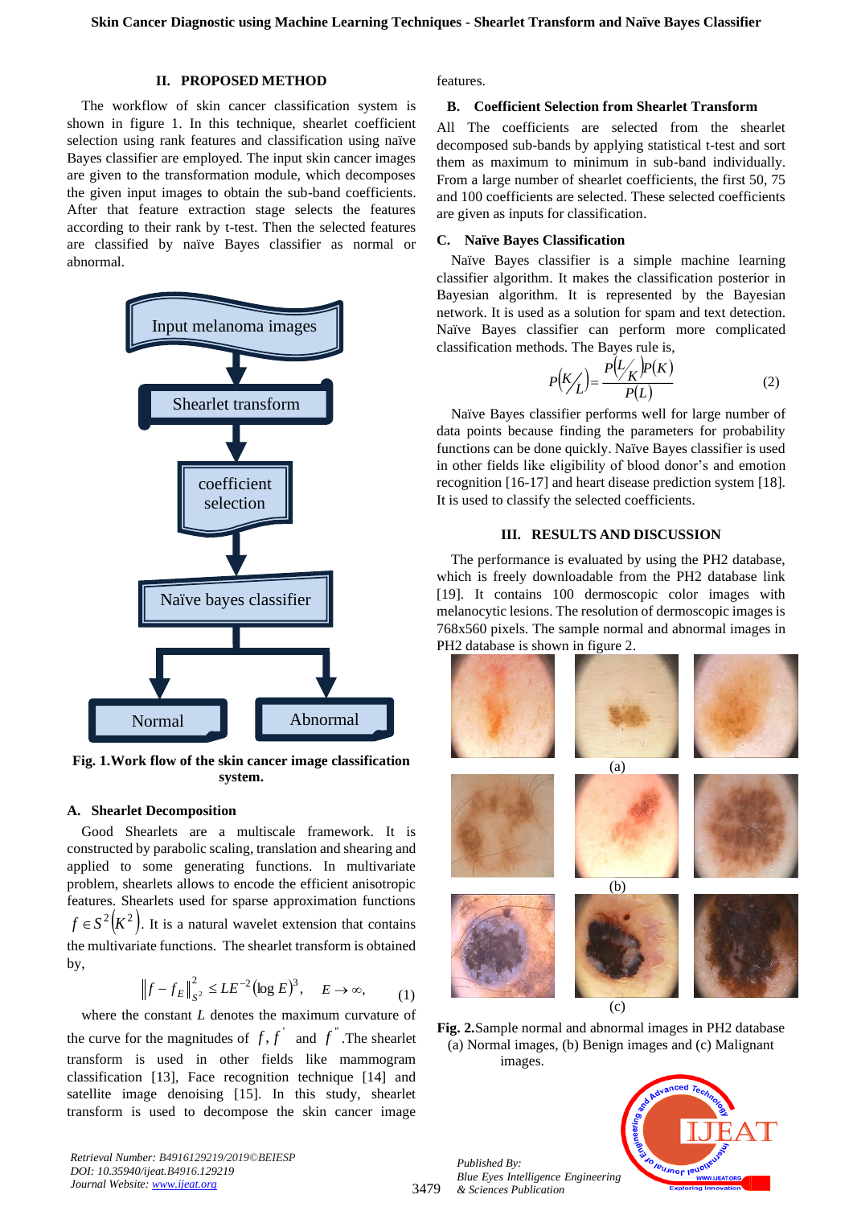## II. PROPOSED METHOD

The workflow of skin cancer classification system is shown in figure 1. In this technique, shearlet coefficient selection using rank features and classification using naïve Bayes classifier are employed. The input skin cancer images are given to the transformation module, which decomposes the given input images to obtain the sub-band coefficients. After that feature extraction stage selects the features according to their rank by t-test. Then the selected features are classified by naïve Bayes classifier as normal or abnormal.

Input melanoma images → Shearlet transform → coefficient selection → Naïve bayes classifier → Normal / Abnormal

**Fig. 1.Work flow of the skin cancer image classification system.**

### A. Shearlet Decomposition

Good Shearlets are a multiscale framework. It is constructed by parabolic scaling, translation and shearing and applied to some generating functions. In multivariate problem, shearlets allows to encode the efficient anisotropic features. Shearlets used for sparse approximation functions $f \in S^2(K^2)$. It is a natural wavelet extension that contains the multivariate functions. The shearlet transform is obtained by,

$$\|f - f_E\|_{S^2}^2 \leq LE^{-2}(\log E)^3, \quad E \to \infty, \qquad (1)$$

where the constant $L$ denotes the maximum curvature of the curve for the magnitudes of $f, f^{'}$ and $f^{''}$.The shearlet transform is used in other fields like mammogram classification [13], Face recognition technique [14] and satellite image denoising [15]. In this study, shearlet transform is used to decompose the skin cancer image features.

### B. Coefficient Selection from Shearlet Transform

All The coefficients are selected from the shearlet decomposed sub-bands by applying statistical t-test and sort them as maximum to minimum in sub-band individually. From a large number of shearlet coefficients, the first 50, 75 and 100 coefficients are selected. These selected coefficients are given as inputs for classification.

### C. Naïve Bayes Classification

Naïve Bayes classifier is a simple machine learning classifier algorithm. It makes the classification posterior in Bayesian algorithm. It is represented by the Bayesian network. It is used as a solution for spam and text detection. Naïve Bayes classifier can perform more complicated classification methods. The Bayes rule is,

$$P\left(K/L\right) = \frac{P\left(L/K\right)P(K)}{P(L)} \qquad (2)$$

Naïve Bayes classifier performs well for large number of data points because finding the parameters for probability functions can be done quickly. Naïve Bayes classifier is used in other fields like eligibility of blood donor's and emotion recognition [16-17] and heart disease prediction system [18]. It is used to classify the selected coefficients.

## III. RESULTS AND DISCUSSION

The performance is evaluated by using the PH2 database, which is freely downloadable from the PH2 database link [19]. It contains 100 dermoscopic color images with melanocytic lesions. The resolution of dermoscopic images is 768x560 pixels. The sample normal and abnormal images in PH2 database is shown in figure 2.

(a)

(b)

(c)

**Fig. 2.**Sample normal and abnormal images in PH2 database (a) Normal images, (b) Benign images and (c) Malignant images.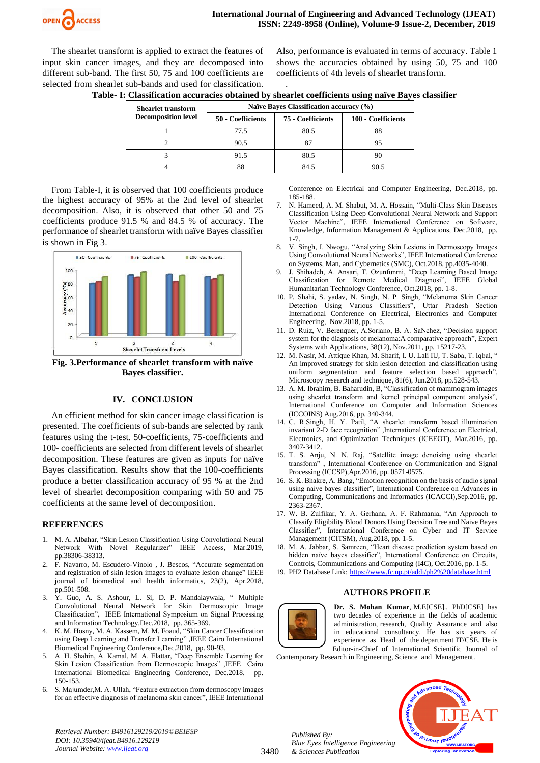The shearlet transform is applied to extract the features of input skin cancer images, and they are decomposed into different sub-band. The first 50, 75 and 100 coefficients are selected from shearlet sub-bands and used for classification. Also, performance is evaluated in terms of accuracy. Table 1 shows the accuracies obtained by using 50, 75 and 100 coefficients of 4th levels of shearlet transform.

**Table- I: Classification accuracies obtained by shearlet coefficients using naïve Bayes classifier**

| Shearlet transform Decomposition level | Naïve Bayes Classification accuracy (%) | | |
|---|---|---|---|
| | 50 - Coefficients | 75 - Coefficients | 100 - Coefficients |
| 1 | 77.5 | 80.5 | 88 |
| 2 | 90.5 | 87 | 95 |
| 3 | 91.5 | 80.5 | 90 |
| 4 | 88 | 84.5 | 90.5 |

From Table-I, it is observed that 100 coefficients produce the highest accuracy of 95% at the 2nd level of shearlet decomposition. Also, it is observed that other 50 and 75 coefficients produce 91.5 % and 84.5 % of accuracy. The performance of shearlet transform with naïve Bayes classifier is shown in Fig 3.

50 - Coefficients
75 - Coefficients
100 - Coefficients
Accuracy (%)
100
80
60
40
20
0
1
2
3
4
Shearlet Transform Levels

**Fig. 3.Performance of shearlet transform with naïve Bayes classifier.**

## IV. CONCLUSION

An efficient method for skin cancer image classification is presented. The coefficients of sub-bands are selected by rank features using the t-test. 50-coefficients, 75-coefficients and 100- coefficients are selected from different levels of shearlet decomposition. These features are given as inputs for naïve Bayes classification. Results show that the 100-coefficients produce a better classification accuracy of 95 % at the 2nd level of shearlet decomposition comparing with 50 and 75 coefficients at the same level of decomposition.

## REFERENCES

1. M. A. Albahar, "Skin Lesion Classification Using Convolutional Neural Network With Novel Regularizer" IEEE Access, Mar.2019, pp.38306-38313.
2. F. Navarro, M. Escudero-Vinolo , J. Bescos, "Accurate segmentation and registration of skin lesion images to evaluate lesion change" IEEE journal of biomedical and health informatics, 23(2), Apr.2018, pp.501-508.
3. Y. Guo, A. S. Ashour, L. Si, D. P. Mandalaywala, " Multiple Convolutional Neural Network for Skin Dermoscopic Image Classification", IEEE International Symposium on Signal Processing and Information Technology,Dec.2018, pp. 365-369.
4. K. M. Hosny, M. A. Kassem, M. M. Foaud, "Skin Cancer Classification using Deep Learning and Transfer Learning" ,IEEE Cairo International Biomedical Engineering Conference,Dec.2018, pp. 90-93.
5. A. H. Shahin, A. Kamal, M. A. Elattar, "Deep Ensemble Learning for Skin Lesion Classification from Dermoscopic Images" ,IEEE Cairo International Biomedical Engineering Conference, Dec.2018, pp. 150-153.
6. S. Majumder,M. A. Ullah, "Feature extraction from dermoscopy images for an effective diagnosis of melanoma skin cancer", IEEE International Conference on Electrical and Computer Engineering, Dec.2018, pp. 185-188.
7. N. Hameed, A. M. Shabut, M. A. Hossain, "Multi-Class Skin Diseases Classification Using Deep Convolutional Neural Network and Support Vector Machine", IEEE International Conference on Software, Knowledge, Information Management & Applications, Dec.2018, pp. 1-7.
8. V. Singh, I. Nwogu, "Analyzing Skin Lesions in Dermoscopy Images Using Convolutional Neural Networks", IEEE International Conference on Systems, Man, and Cybernetics (SMC), Oct.2018, pp.4035-4040.
9. J. Shihadeh, A. Ansari, T. Ozunfunmi, "Deep Learning Based Image Classification for Remote Medical Diagnosi", IEEE Global Humanitarian Technology Conference, Oct.2018, pp. 1-8.
10. P. Shahi, S. yadav, N. Singh, N. P. Singh, "Melanoma Skin Cancer Detection Using Various Classifiers", Uttar Pradesh Section International Conference on Electrical, Electronics and Computer Engineering, Nov.2018, pp. 1-5.
11. D. Ruiz, V. Berenquer, A.Soriano, B. A. SaNchez, "Decision support system for the diagnosis of melanoma:A comparative approach", Expert Systems with Applications, 38(12), Nov.2011, pp. 15217-23.
12. M. Nasir, M. Attique Khan, M. Sharif, I. U. Lali IU, T. Saba, T. Iqbal, " An improved strategy for skin lesion detection and classification using uniform segmentation and feature selection based approach", Microscopy research and technique, 81(6), Jun.2018, pp.528-543.
13. A. M. Ibrahim, B. Baharudin, B, "Classification of mammogram images using shearlet transform and kernel principal component analysis", International Conference on Computer and Information Sciences (ICCOINS) Aug.2016, pp. 340-344.
14. C. R.Singh, H. Y. Patil, "A shearlet transform based illumination invariant 2-D face recognition" ,International Conference on Electrical, Electronics, and Optimization Techniques (ICEEOT), Mar.2016, pp. 3407-3412.
15. T. S. Anju, N. N. Raj, "Satellite image denoising using shearlet transform" , International Conference on Communication and Signal Processing (ICCSP),Apr.2016, pp. 0571-0575.
16. S. K. Bhakre, A. Bang, "Emotion recognition on the basis of audio signal using naive bayes classifier", International Conference on Advances in Computing, Communications and Informatics (ICACCI),Sep.2016, pp. 2363-2367.
17. W. B. Zulfikar, Y. A. Gerhana, A. F. Rahmania, "An Approach to Classify Eligibility Blood Donors Using Decision Tree and Naive Bayes Classifier", International Conference on Cyber and IT Service Management (CITSM), Aug.2018, pp. 1-5.
18. M. A. Jabbar, S. Samreen, "Heart disease prediction system based on hidden naïve bayes classifier", International Conference on Circuits, Controls, Communications and Computing (I4C), Oct.2016, pp. 1-5.
19. PH2 Database Link: https://www.fc.up.pt/addi/ph2%20database.html

## AUTHORS PROFILE

**Dr. S. Mohan Kumar**, M.E[CSE]., PhD[CSE] has two decades of experience in the fields of academic administration, research, Quality Assurance and also in educational consultancy. He has six years of experience as Head of the department IT/CSE. He is Editor-in-Chief of International Scientific Journal of Contemporary Research in Engineering, Science and Management.